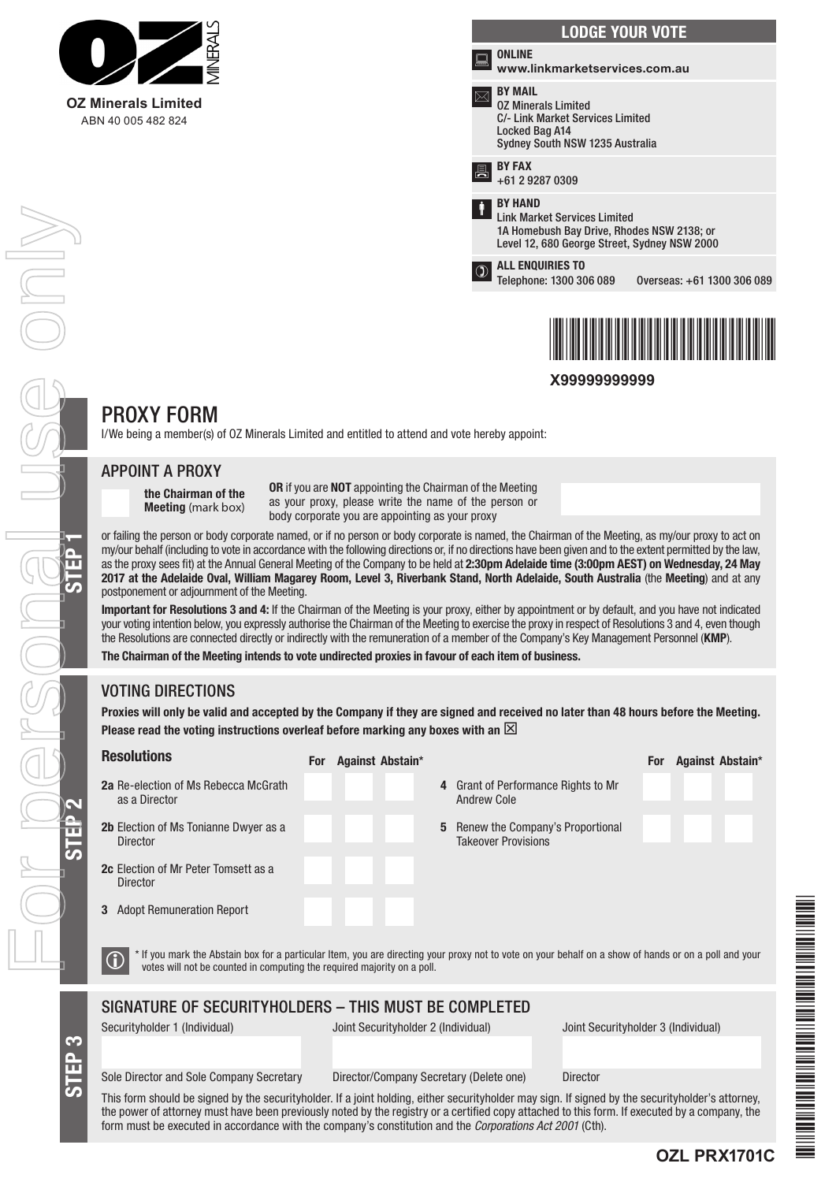**OZ Minerals Limited**
ABN 40 005 482 824

## LODGE YOUR VOTE

**ONLINE**
**www.linkmarketservices.com.au**

**BY MAIL**
OZ Minerals Limited
C/- Link Market Services Limited
Locked Bag A14
Sydney South NSW 1235 Australia

**BY FAX**
+61 2 9287 0309

**BY HAND**
Link Market Services Limited
1A Homebush Bay Drive, Rhodes NSW 2138; or
Level 12, 680 George Street, Sydney NSW 2000

**ALL ENQUIRIES TO**
Telephone: 1300 306 089 Overseas: +61 1300 306 089

**X99999999999**

# PROXY FORM

I/We being a member(s) of OZ Minerals Limited and entitled to attend and vote hereby appoint:

## STEP 1

### APPOINT A PROXY

**the Chairman of the Meeting** (mark box)

**OR** if you are **NOT** appointing the Chairman of the Meeting as your proxy, please write the name of the person or body corporate you are appointing as your proxy

or failing the person or body corporate named, or if no person or body corporate is named, the Chairman of the Meeting, as my/our proxy to act on my/our behalf (including to vote in accordance with the following directions or, if no directions have been given and to the extent permitted by the law, as the proxy sees fit) at the Annual General Meeting of the Company to be held at **2:30pm Adelaide time (3:00pm AEST) on Wednesday, 24 May 2017 at the Adelaide Oval, William Magarey Room, Level 3, Riverbank Stand, North Adelaide, South Australia** (the **Meeting**) and at any postponement or adjournment of the Meeting.

**Important for Resolutions 3 and 4:** If the Chairman of the Meeting is your proxy, either by appointment or by default, and you have not indicated your voting intention below, you expressly authorise the Chairman of the Meeting to exercise the proxy in respect of Resolutions 3 and 4, even though the Resolutions are connected directly or indirectly with the remuneration of a member of the Company's Key Management Personnel (**KMP**).

**The Chairman of the Meeting intends to vote undirected proxies in favour of each item of business.**

## STEP 2

### VOTING DIRECTIONS

**Proxies will only be valid and accepted by the Company if they are signed and received no later than 48 hours before the Meeting.**
**Please read the voting instructions overleaf before marking any boxes with an ☒**

| Resolutions | For | Against | Abstain* |
|---|---|---|---|
| **2a** Re-election of Ms Rebecca McGrath as a Director | | | |
| **2b** Election of Ms Tonianne Dwyer as a Director | | | |
| **2c** Election of Mr Peter Tomsett as a Director | | | |
| **3** Adopt Remuneration Report | | | |
| **4** Grant of Performance Rights to Mr Andrew Cole | | | |
| **5** Renew the Company's Proportional Takeover Provisions | | | |

\* If you mark the Abstain box for a particular Item, you are directing your proxy not to vote on your behalf on a show of hands or on a poll and your votes will not be counted in computing the required majority on a poll.

## STEP 3

### SIGNATURE OF SECURITYHOLDERS – THIS MUST BE COMPLETED

| Securityholder 1 (Individual) | Joint Securityholder 2 (Individual) | Joint Securityholder 3 (Individual) |
|---|---|---|
| | | |
| Sole Director and Sole Company Secretary | Director/Company Secretary (Delete one) | Director |

This form should be signed by the securityholder. If a joint holding, either securityholder may sign. If signed by the securityholder's attorney, the power of attorney must have been previously noted by the registry or a certified copy attached to this form. If executed by a company, the form must be executed in accordance with the company's constitution and the *Corporations Act 2001* (Cth).

**OZL PRX1701C**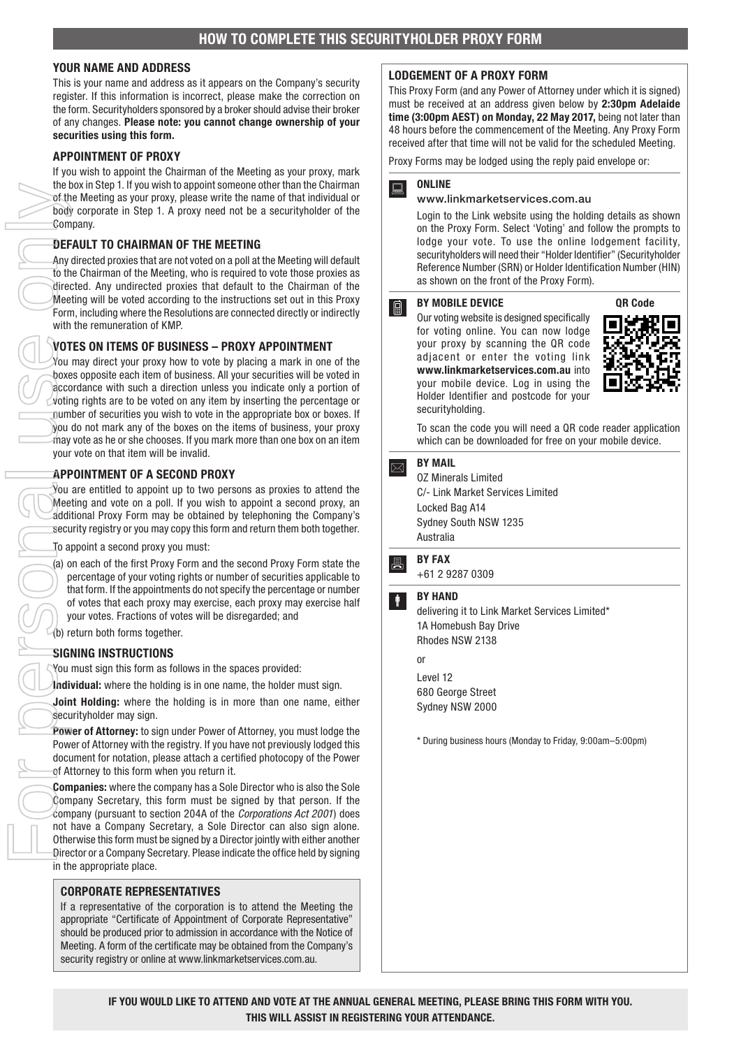# HOW TO COMPLETE THIS SECURITYHOLDER PROXY FORM

## YOUR NAME AND ADDRESS

This is your name and address as it appears on the Company's security register. If this information is incorrect, please make the correction on the form. Securityholders sponsored by a broker should advise their broker of any changes. **Please note: you cannot change ownership of your securities using this form.**

## APPOINTMENT OF PROXY

If you wish to appoint the Chairman of the Meeting as your proxy, mark the box in Step 1. If you wish to appoint someone other than the Chairman of the Meeting as your proxy, please write the name of that individual or body corporate in Step 1. A proxy need not be a securityholder of the Company.

## DEFAULT TO CHAIRMAN OF THE MEETING

Any directed proxies that are not voted on a poll at the Meeting will default to the Chairman of the Meeting, who is required to vote those proxies as directed. Any undirected proxies that default to the Chairman of the Meeting will be voted according to the instructions set out in this Proxy Form, including where the Resolutions are connected directly or indirectly with the remuneration of KMP.

## VOTES ON ITEMS OF BUSINESS – PROXY APPOINTMENT

You may direct your proxy how to vote by placing a mark in one of the boxes opposite each item of business. All your securities will be voted in accordance with such a direction unless you indicate only a portion of voting rights are to be voted on any item by inserting the percentage or number of securities you wish to vote in the appropriate box or boxes. If you do not mark any of the boxes on the items of business, your proxy may vote as he or she chooses. If you mark more than one box on an item your vote on that item will be invalid.

## APPOINTMENT OF A SECOND PROXY

You are entitled to appoint up to two persons as proxies to attend the Meeting and vote on a poll. If you wish to appoint a second proxy, an additional Proxy Form may be obtained by telephoning the Company's security registry or you may copy this form and return them both together.

To appoint a second proxy you must:

(a) on each of the first Proxy Form and the second Proxy Form state the percentage of your voting rights or number of securities applicable to that form. If the appointments do not specify the percentage or number of votes that each proxy may exercise, each proxy may exercise half your votes. Fractions of votes will be disregarded; and

(b) return both forms together.

## SIGNING INSTRUCTIONS

You must sign this form as follows in the spaces provided:

**Individual:** where the holding is in one name, the holder must sign.

**Joint Holding:** where the holding is in more than one name, either securityholder may sign.

**Power of Attorney:** to sign under Power of Attorney, you must lodge the Power of Attorney with the registry. If you have not previously lodged this document for notation, please attach a certified photocopy of the Power of Attorney to this form when you return it.

**Companies:** where the company has a Sole Director who is also the Sole Company Secretary, this form must be signed by that person. If the company (pursuant to section 204A of the *Corporations Act 2001*) does not have a Company Secretary, a Sole Director can also sign alone. Otherwise this form must be signed by a Director jointly with either another Director or a Company Secretary. Please indicate the office held by signing in the appropriate place.

## CORPORATE REPRESENTATIVES

If a representative of the corporation is to attend the Meeting the appropriate "Certificate of Appointment of Corporate Representative" should be produced prior to admission in accordance with the Notice of Meeting. A form of the certificate may be obtained from the Company's security registry or online at www.linkmarketservices.com.au.

## LODGEMENT OF A PROXY FORM

This Proxy Form (and any Power of Attorney under which it is signed) must be received at an address given below by **2:30pm Adelaide time (3:00pm AEST) on Monday, 22 May 2017,** being not later than 48 hours before the commencement of the Meeting. Any Proxy Form received after that time will not be valid for the scheduled Meeting.

Proxy Forms may be lodged using the reply paid envelope or:

### ONLINE

www.linkmarketservices.com.au

Login to the Link website using the holding details as shown on the Proxy Form. Select 'Voting' and follow the prompts to lodge your vote. To use the online lodgement facility, securityholders will need their "Holder Identifier" (Securityholder Reference Number (SRN) or Holder Identification Number (HIN) as shown on the front of the Proxy Form).

### BY MOBILE DEVICE

QR Code

Our voting website is designed specifically for voting online. You can now lodge your proxy by scanning the QR code adjacent or enter the voting link **www.linkmarketservices.com.au** into your mobile device. Log in using the Holder Identifier and postcode for your securityholding.

To scan the code you will need a QR code reader application which can be downloaded for free on your mobile device.

### BY MAIL

OZ Minerals Limited
C/- Link Market Services Limited
Locked Bag A14
Sydney South NSW 1235
Australia

### BY FAX

+61 2 9287 0309

### BY HAND

delivering it to Link Market Services Limited*
1A Homebush Bay Drive
Rhodes NSW 2138

or

Level 12
680 George Street
Sydney NSW 2000

\* During business hours (Monday to Friday, 9:00am–5:00pm)

**IF YOU WOULD LIKE TO ATTEND AND VOTE AT THE ANNUAL GENERAL MEETING, PLEASE BRING THIS FORM WITH YOU. THIS WILL ASSIST IN REGISTERING YOUR ATTENDANCE.**